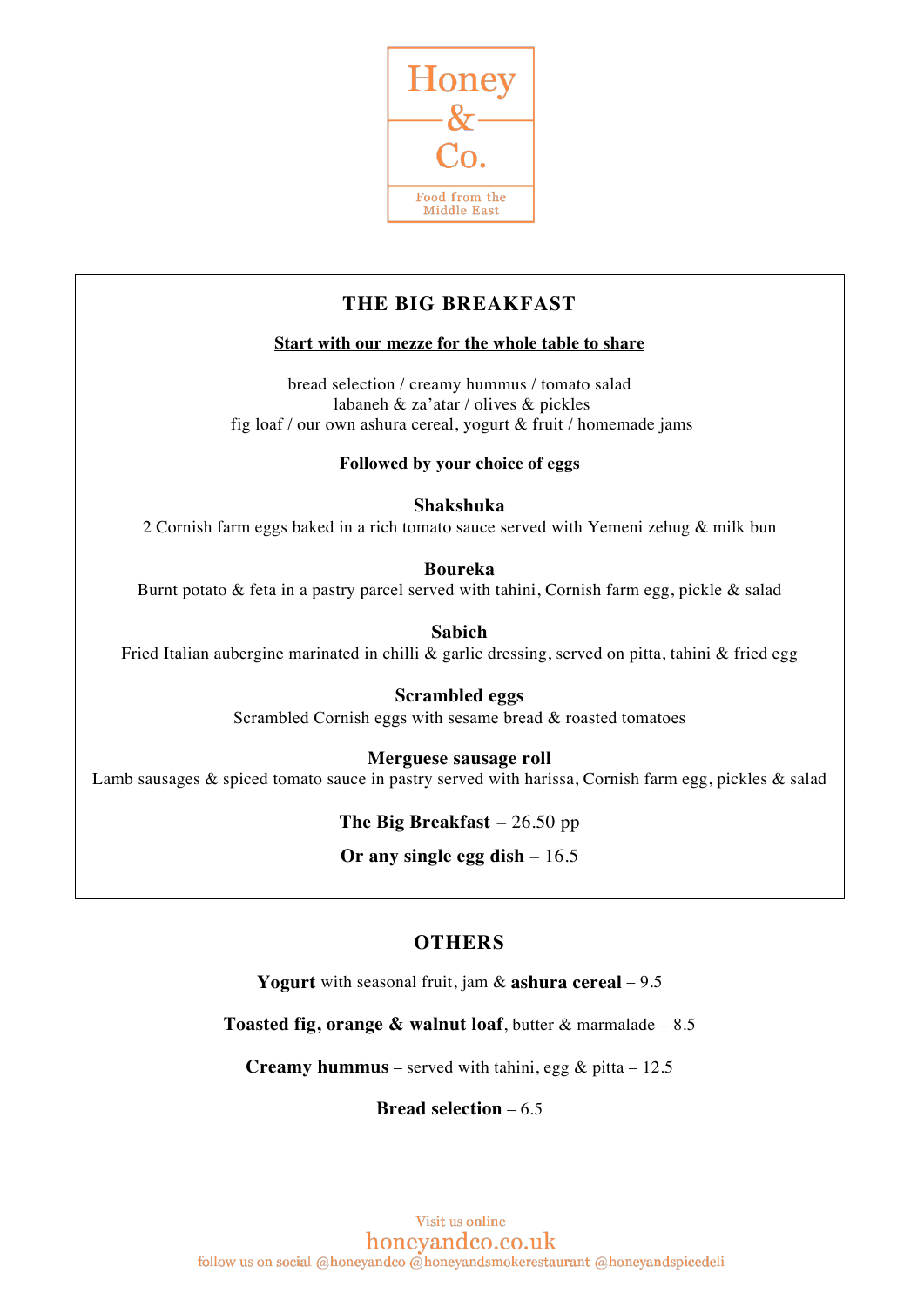Honey & Co.

Food from the Middle East

## THE BIG BREAKFAST

**Start with our mezze for the whole table to share**

bread selection / creamy hummus / tomato salad
labaneh & za'atar / olives & pickles
fig loaf / our own ashura cereal, yogurt & fruit / homemade jams

**Followed by your choice of eggs**

**Shakshuka**
2 Cornish farm eggs baked in a rich tomato sauce served with Yemeni zehug & milk bun

**Boureka**
Burnt potato & feta in a pastry parcel served with tahini, Cornish farm egg, pickle & salad

**Sabich**
Fried Italian aubergine marinated in chilli & garlic dressing, served on pitta, tahini & fried egg

**Scrambled eggs**
Scrambled Cornish eggs with sesame bread & roasted tomatoes

**Merguese sausage roll**
Lamb sausages & spiced tomato sauce in pastry served with harissa, Cornish farm egg, pickles & salad

**The Big Breakfast** – 26.50 pp

**Or any single egg dish** – 16.5

## OTHERS

**Yogurt** with seasonal fruit, jam & **ashura cereal** – 9.5

**Toasted fig, orange & walnut loaf**, butter & marmalade – 8.5

**Creamy hummus** – served with tahini, egg & pitta – 12.5

**Bread selection** – 6.5

Visit us online
honeyandco.co.uk
follow us on social @honeyandco @honeyandsmokerestaurant @honeyandspicedeli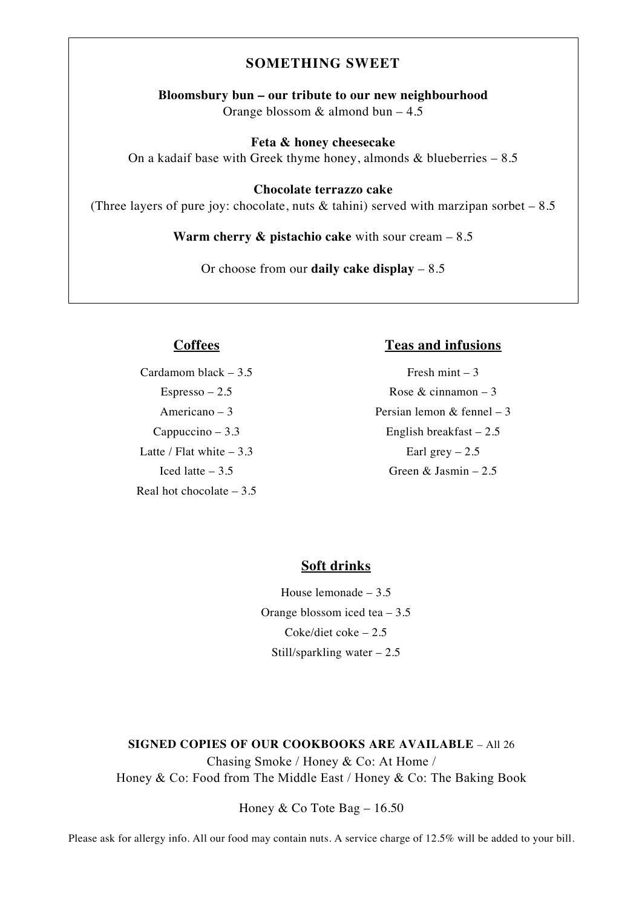## SOMETHING SWEET

**Bloomsbury bun – our tribute to our new neighbourhood**
Orange blossom & almond bun – 4.5

**Feta & honey cheesecake**
On a kadaif base with Greek thyme honey, almonds & blueberries – 8.5

**Chocolate terrazzo cake**
(Three layers of pure joy: chocolate, nuts & tahini) served with marzipan sorbet – 8.5

**Warm cherry & pistachio cake** with sour cream – 8.5

Or choose from our **daily cake display** – 8.5

## Coffees

Cardamom black – 3.5
Espresso – 2.5
Americano – 3
Cappuccino – 3.3
Latte / Flat white – 3.3
Iced latte – 3.5
Real hot chocolate – 3.5

## Teas and infusions

Fresh mint – 3
Rose & cinnamon – 3
Persian lemon & fennel – 3
English breakfast – 2.5
Earl grey – 2.5
Green & Jasmin – 2.5

## Soft drinks

House lemonade – 3.5
Orange blossom iced tea – 3.5
Coke/diet coke – 2.5
Still/sparkling water – 2.5

**SIGNED COPIES OF OUR COOKBOOKS ARE AVAILABLE** – All 26
Chasing Smoke / Honey & Co: At Home /
Honey & Co: Food from The Middle East / Honey & Co: The Baking Book

Honey & Co Tote Bag – 16.50

Please ask for allergy info. All our food may contain nuts. A service charge of 12.5% will be added to your bill.